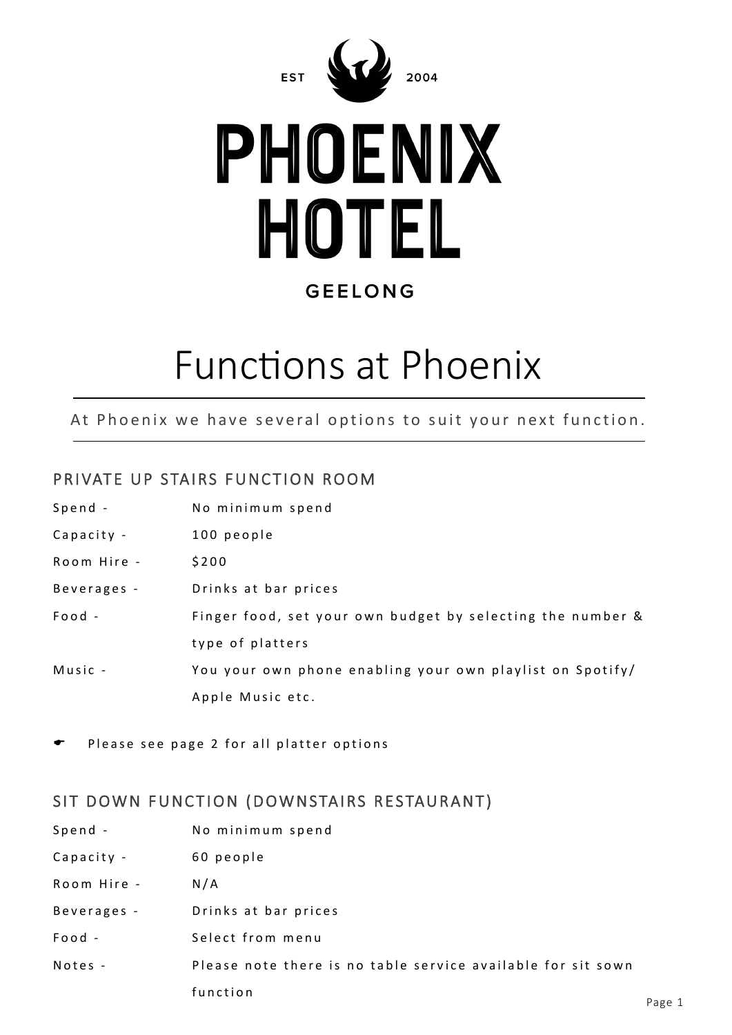EST 2004

# PHOENIX HOTEL

GEELONG

# Functions at Phoenix

At Phoenix we have several options to suit your next function.

## PRIVATE UP STAIRS FUNCTION ROOM

| | |
|---|---|
| Spend - | No minimum spend |
| Capacity - | 100 people |
| Room Hire - | $200 |
| Beverages - | Drinks at bar prices |
| Food - | Finger food, set your own budget by selecting the number & type of platters |
| Music - | You your own phone enabling your own playlist on Spotify/ Apple Music etc. |

- Please see page 2 for all platter options

## SIT DOWN FUNCTION (DOWNSTAIRS RESTAURANT)

| | |
|---|---|
| Spend - | No minimum spend |
| Capacity - | 60 people |
| Room Hire - | N/A |
| Beverages - | Drinks at bar prices |
| Food - | Select from menu |
| Notes - | Please note there is no table service available for sit sown function |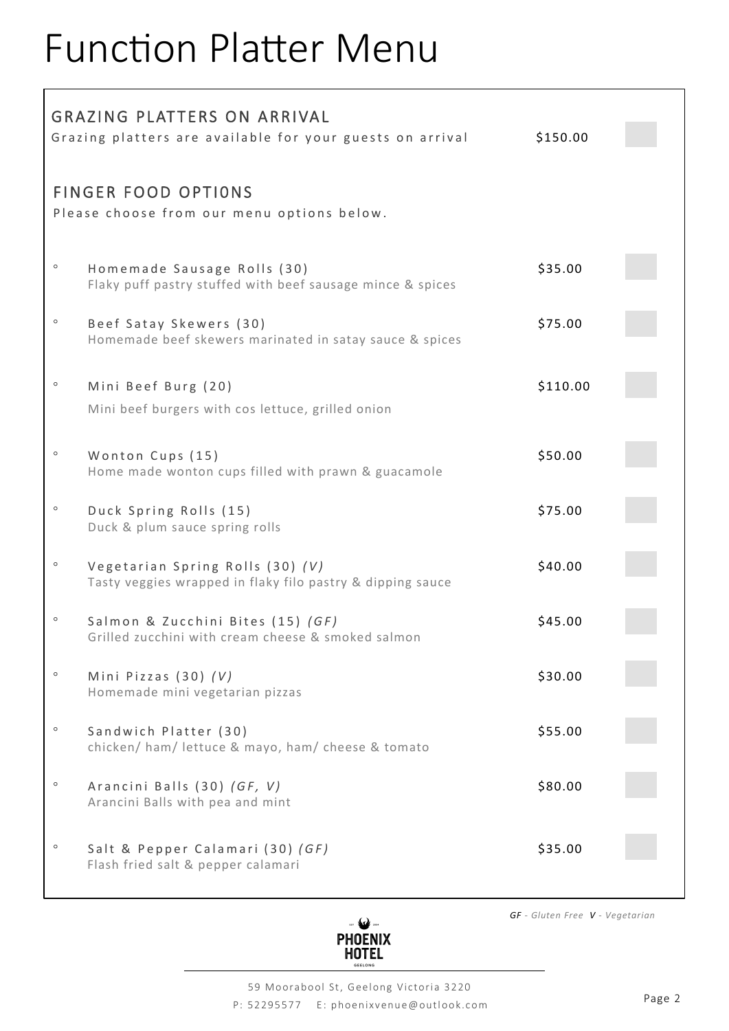# Function Platter Menu

## GRAZING PLATTERS ON ARRIVAL

Grazing platters are available for your guests on arrival — $150.00

## FINGER FOOD OPTIONS

Please choose from our menu options below.

| | | |
|---|---|---|
| **Homemade Sausage Rolls (30)**<br>Flaky puff pastry stuffed with beef sausage mince & spices | $35.00 | |
| **Beef Satay Skewers (30)**<br>Homemade beef skewers marinated in satay sauce & spices | $75.00 | |
| **Mini Beef Burg (20)**<br>Mini beef burgers with cos lettuce, grilled onion | $110.00 | |
| **Wonton Cups (15)**<br>Home made wonton cups filled with prawn & guacamole | $50.00 | |
| **Duck Spring Rolls (15)**<br>Duck & plum sauce spring rolls | $75.00 | |
| **Vegetarian Spring Rolls (30)** *(V)*<br>Tasty veggies wrapped in flaky filo pastry & dipping sauce | $40.00 | |
| **Salmon & Zucchini Bites (15)** *(GF)*<br>Grilled zucchini with cream cheese & smoked salmon | $45.00 | |
| **Mini Pizzas (30)** *(V)*<br>Homemade mini vegetarian pizzas | $30.00 | |
| **Sandwich Platter (30)**<br>chicken/ ham/ lettuce & mayo, ham/ cheese & tomato | $55.00 | |
| **Arancini Balls (30)** *(GF, V)*<br>Arancini Balls with pea and mint | $80.00 | |
| **Salt & Pepper Calamari (30)** *(GF)*<br>Flash fried salt & pepper calamari | $35.00 | |

***GF** - Gluten Free **V** - Vegetarian*

PHOENIX HOTEL GEELONG

59 Moorabool St, Geelong Victoria 3220

P: 52295577 E: phoenixvenue@outlook.com